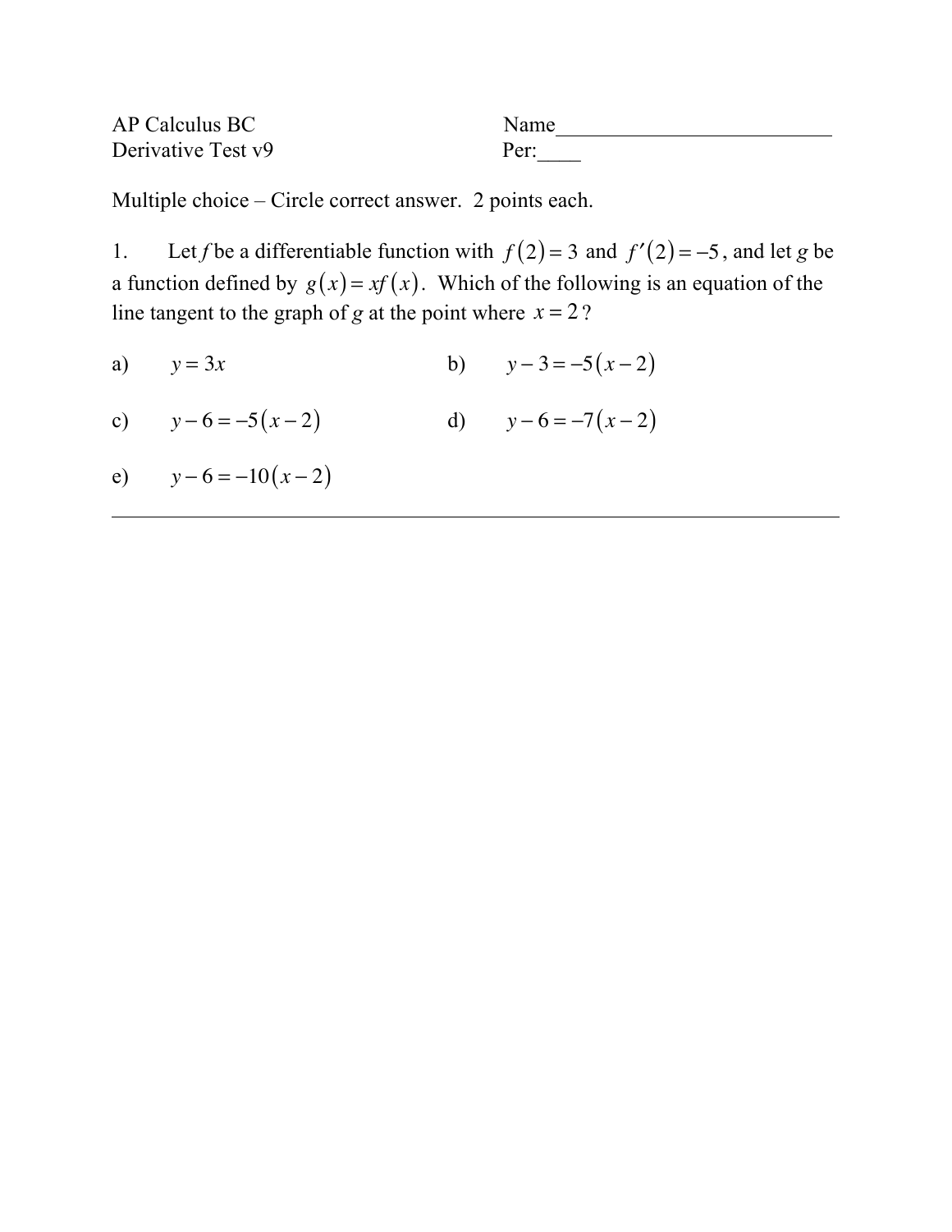AP Calculus BC　　　　　　　　　　　　Name_______________________

Derivative Test v9　　　　　　　　　　　Per:____

Multiple choice – Circle correct answer. 2 points each.

1. Let *f* be a differentiable function with $f(2) = 3$ and $f'(2) = -5$, and let *g* be a function defined by $g(x) = xf(x)$. Which of the following is an equation of the line tangent to the graph of *g* at the point where $x = 2$?

a) $y = 3x$

b) $y - 3 = -5(x - 2)$

c) $y - 6 = -5(x - 2)$

d) $y - 6 = -7(x - 2)$

e) $y - 6 = -10(x - 2)$

---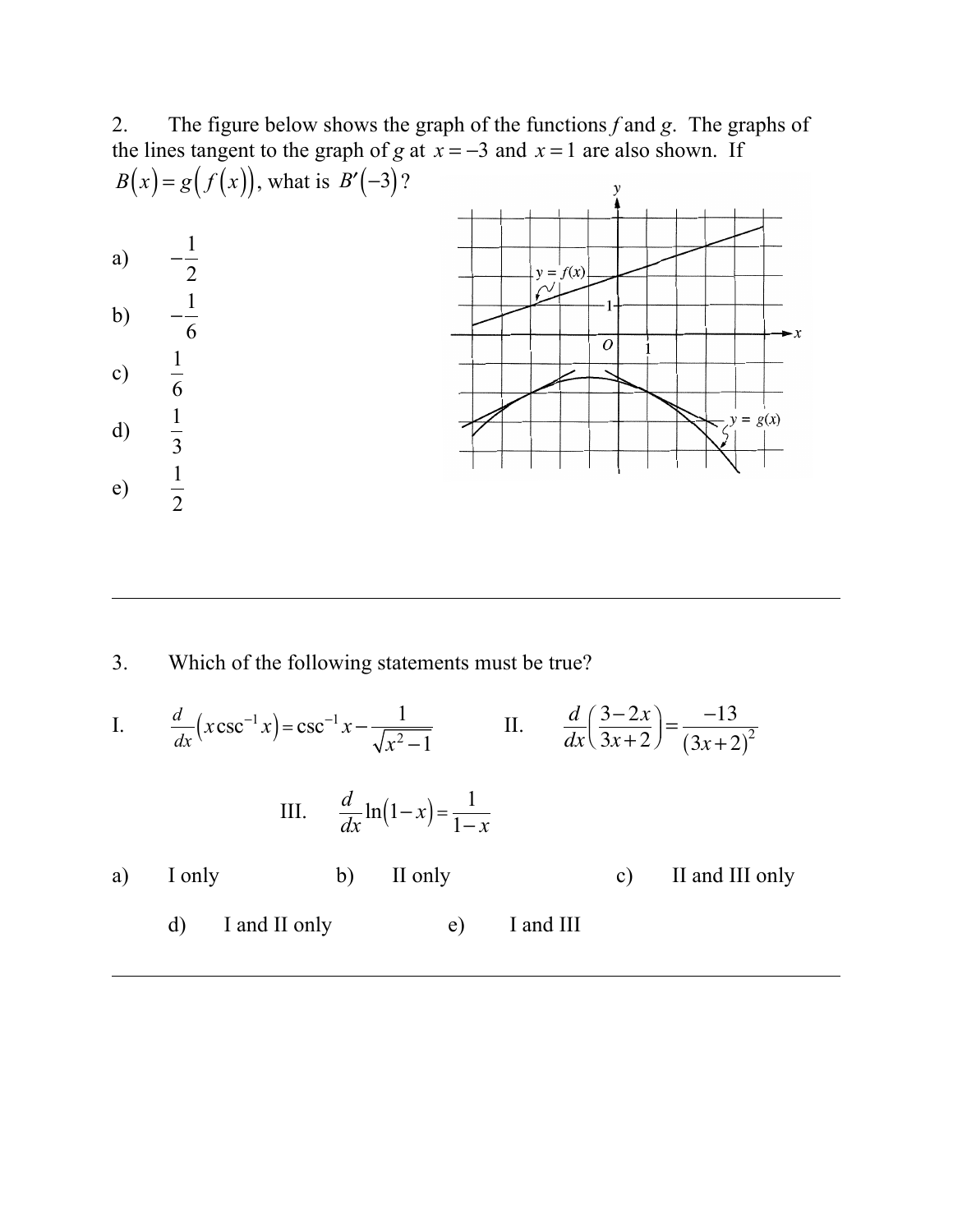2. The figure below shows the graph of the functions $f$ and $g$. The graphs of the lines tangent to the graph of $g$ at $x = -3$ and $x = 1$ are also shown. If $B(x) = g(f(x))$, what is $B'(-3)$?

a) $-\frac{1}{2}$

b) $-\frac{1}{6}$

c) $\frac{1}{6}$

d) $\frac{1}{3}$

e) $\frac{1}{2}$

---

3. Which of the following statements must be true?

I. $\frac{d}{dx}\left(x\csc^{-1}x\right) = \csc^{-1}x - \frac{1}{\sqrt{x^2-1}}$

II. $\frac{d}{dx}\left(\frac{3-2x}{3x+2}\right) = \frac{-13}{(3x+2)^2}$

III. $\frac{d}{dx}\ln(1-x) = \frac{1}{1-x}$

a) I only

b) II only

c) II and III only

d) I and II only

e) I and III

---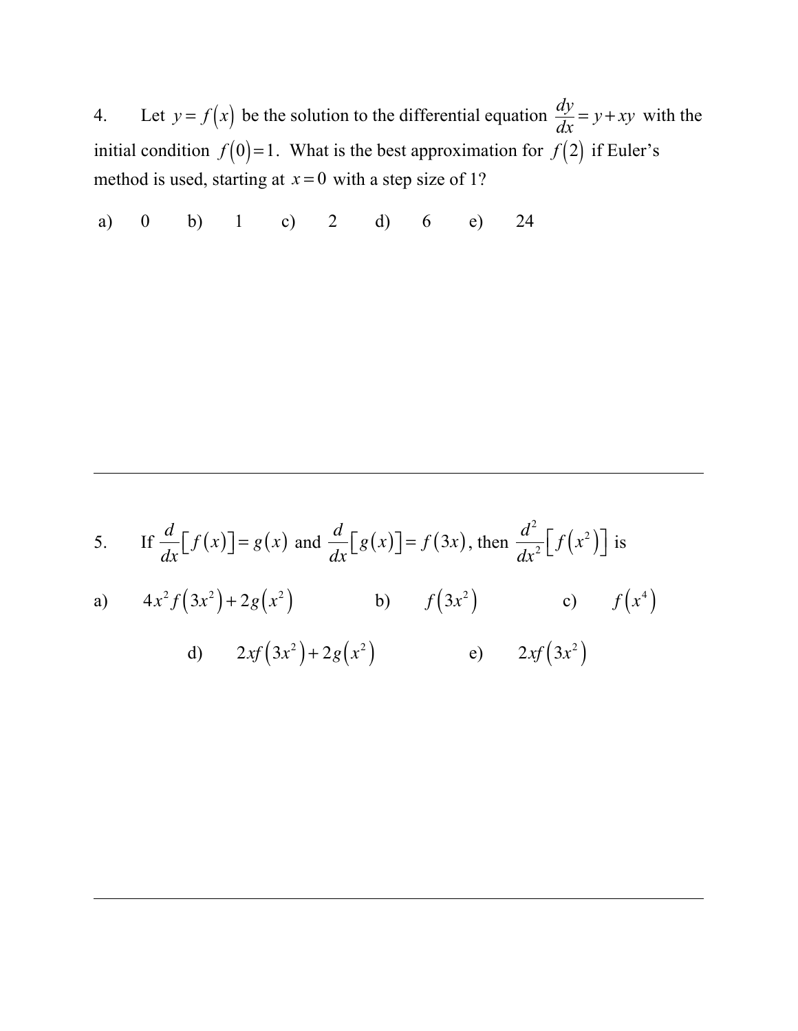4. Let $y = f(x)$ be the solution to the differential equation $\frac{dy}{dx} = y + xy$ with the initial condition $f(0) = 1$. What is the best approximation for $f(2)$ if Euler's method is used, starting at $x = 0$ with a step size of 1?

a) 0 b) 1 c) 2 d) 6 e) 24

---

5. If $\frac{d}{dx}[f(x)] = g(x)$ and $\frac{d}{dx}[g(x)] = f(3x)$, then $\frac{d^2}{dx^2}\left[f(x^2)\right]$ is

a) $4x^2 f(3x^2) + 2g(x^2)$

b) $f(3x^2)$

c) $f(x^4)$

d) $2xf(3x^2) + 2g(x^2)$

e) $2xf(3x^2)$

---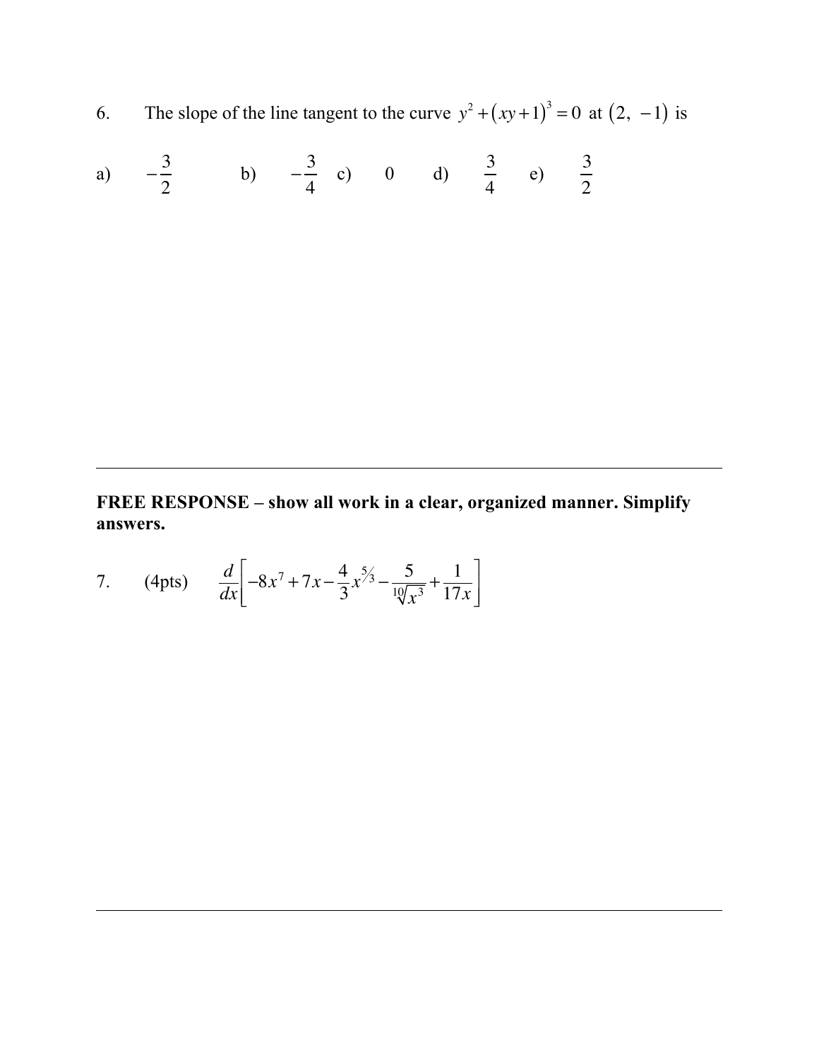6. The slope of the line tangent to the curve $y^2 + (xy+1)^3 = 0$ at $(2,\ -1)$ is

a) $-\frac{3}{2}$ b) $-\frac{3}{4}$ c) $0$ d) $\frac{3}{4}$ e) $\frac{3}{2}$

---

**FREE RESPONSE – show all work in a clear, organized manner. Simplify answers.**

7. (4pts) $\frac{d}{dx}\left[-8x^7 + 7x - \frac{4}{3}x^{5/3} - \frac{5}{\sqrt[10]{x^3}} + \frac{1}{17x}\right]$

---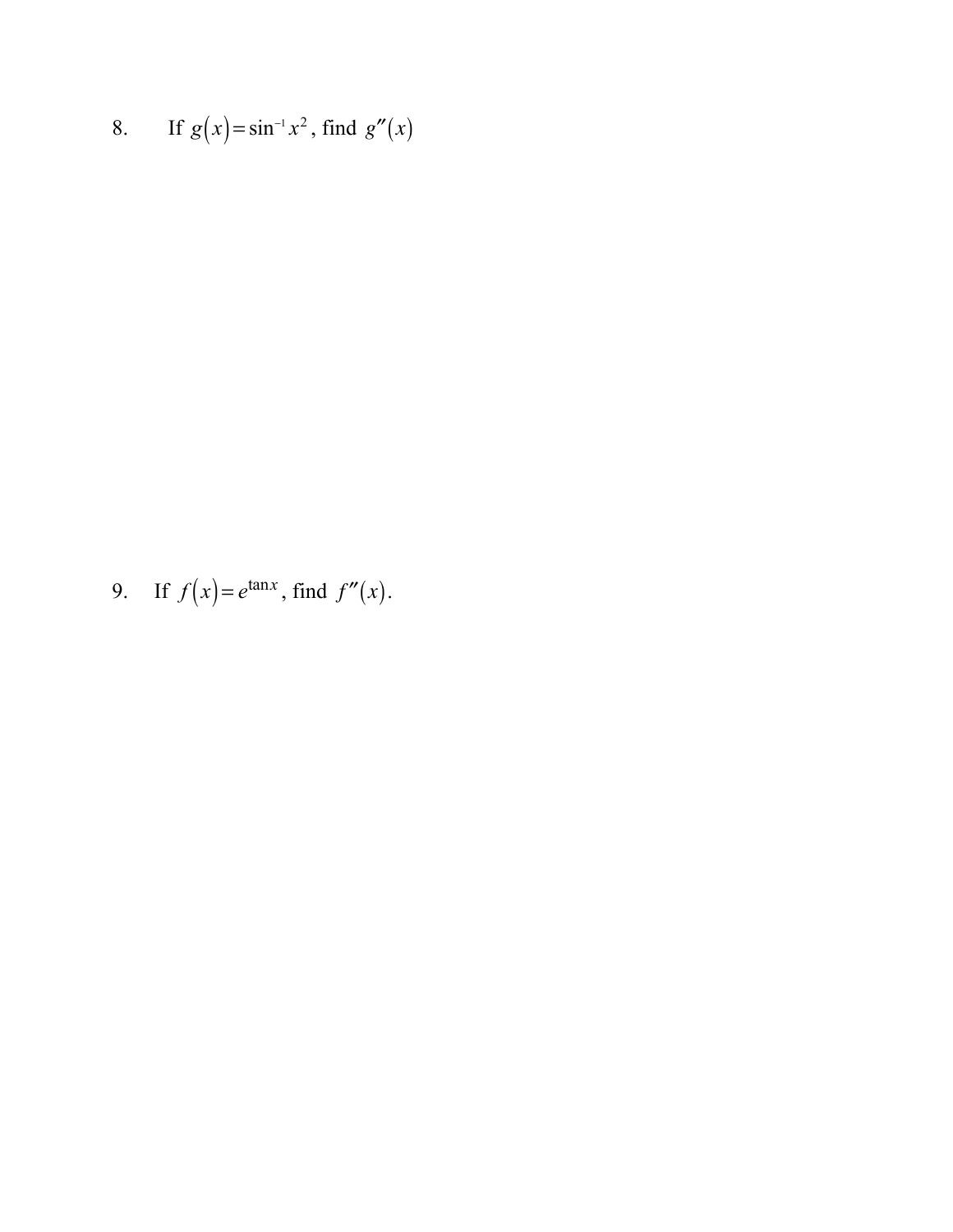8. If $g(x) = \sin^{-1} x^2$, find $g''(x)$

9. If $f(x) = e^{\tan x}$, find $f''(x)$.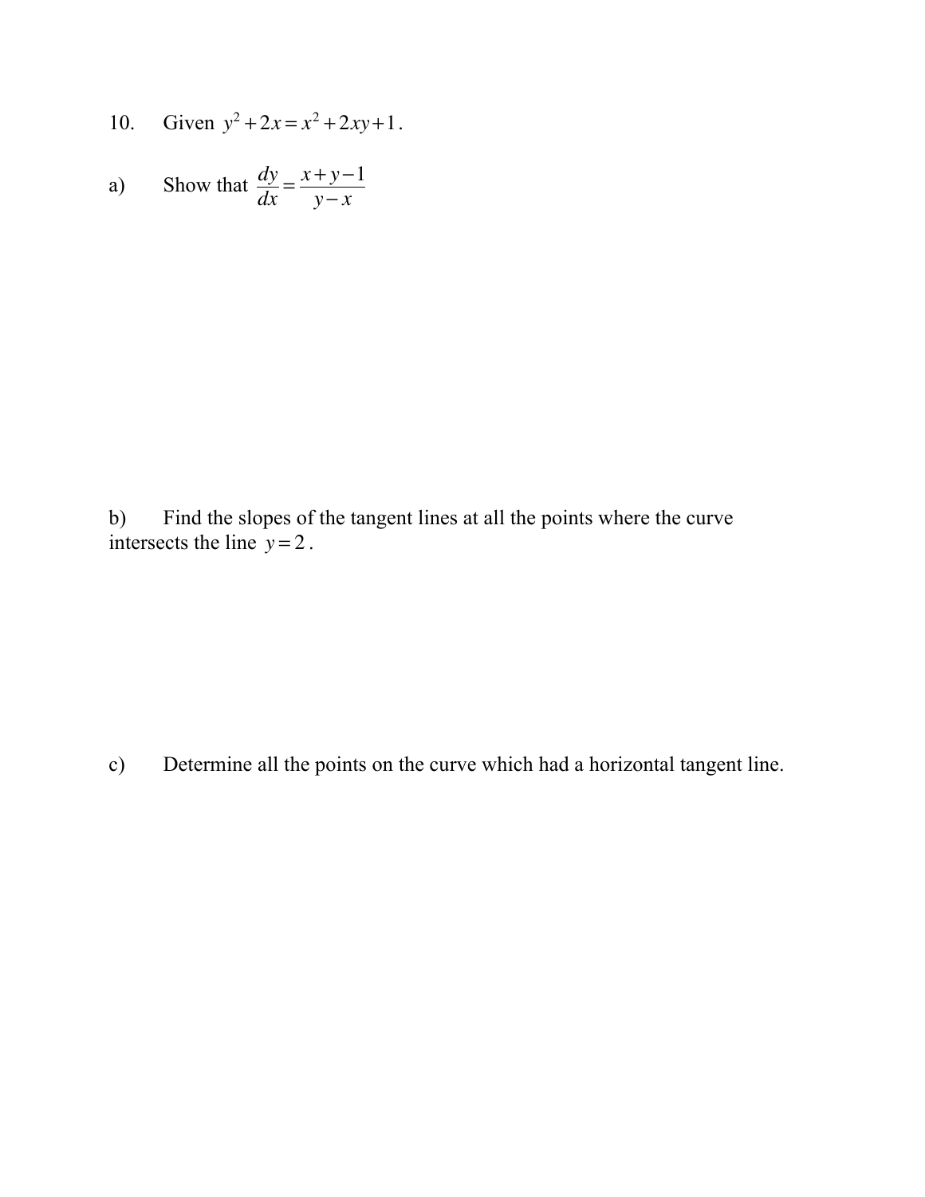10. Given $y^2 + 2x = x^2 + 2xy + 1$.

a) Show that $\dfrac{dy}{dx} = \dfrac{x+y-1}{y-x}$

b) Find the slopes of the tangent lines at all the points where the curve intersects the line $y = 2$.

c) Determine all the points on the curve which had a horizontal tangent line.